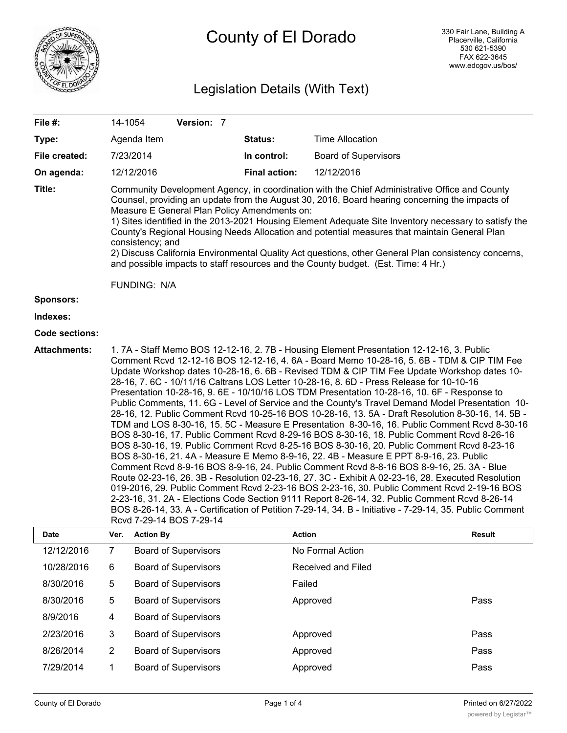# County of El Dorado

330 Fair Lane, Building A
Placerville, California
530 621-5390
FAX 622-3645
www.edcgov.us/bos/

## Legislation Details (With Text)

| | | | |
|---|---|---|---|
| **File #:** | 14-1054 **Version:** 7 | | |
| **Type:** | Agenda Item | **Status:** | Time Allocation |
| **File created:** | 7/23/2014 | **In control:** | Board of Supervisors |
| **On agenda:** | 12/12/2016 | **Final action:** | 12/12/2016 |

**Title:** Community Development Agency, in coordination with the Chief Administrative Office and County Counsel, providing an update from the August 30, 2016, Board hearing concerning the impacts of Measure E General Plan Policy Amendments on:
1) Sites identified in the 2013-2021 Housing Element Adequate Site Inventory necessary to satisfy the County's Regional Housing Needs Allocation and potential measures that maintain General Plan consistency; and
2) Discuss California Environmental Quality Act questions, other General Plan consistency concerns, and possible impacts to staff resources and the County budget. (Est. Time: 4 Hr.)

FUNDING: N/A

**Sponsors:**

**Indexes:**

**Code sections:**

**Attachments:** 1. 7A - Staff Memo BOS 12-12-16, 2. 7B - Housing Element Presentation 12-12-16, 3. Public Comment Rcvd 12-12-16 BOS 12-12-16, 4. 6A - Board Memo 10-28-16, 5. 6B - TDM & CIP TIM Fee Update Workshop dates 10-28-16, 6. 6B - Revised TDM & CIP TIM Fee Update Workshop dates 10-28-16, 7. 6C - 10/11/16 Caltrans LOS Letter 10-28-16, 8. 6D - Press Release for 10-10-16 Presentation 10-28-16, 9. 6E - 10/10/16 LOS TDM Presentation 10-28-16, 10. 6F - Response to Public Comments, 11. 6G - Level of Service and the County's Travel Demand Model Presentation 10-28-16, 12. Public Comment Rcvd 10-25-16 BOS 10-28-16, 13. 5A - Draft Resolution 8-30-16, 14. 5B - TDM and LOS 8-30-16, 15. 5C - Measure E Presentation 8-30-16, 16. Public Comment Rcvd 8-30-16 BOS 8-30-16, 17. Public Comment Rcvd 8-29-16 BOS 8-30-16, 18. Public Comment Rcvd 8-26-16 BOS 8-30-16, 19. Public Comment Rcvd 8-25-16 BOS 8-30-16, 20. Public Comment Rcvd 8-23-16 BOS 8-30-16, 21. 4A - Measure E Memo 8-9-16, 22. 4B - Measure E PPT 8-9-16, 23. Public Comment Rcvd 8-9-16 BOS 8-9-16, 24. Public Comment Rcvd 8-8-16 BOS 8-9-16, 25. 3A - Blue Route 02-23-16, 26. 3B - Resolution 02-23-16, 27. 3C - Exhibit A 02-23-16, 28. Executed Resolution 019-2016, 29. Public Comment Rcvd 2-23-16 BOS 2-23-16, 30. Public Comment Rcvd 2-19-16 BOS 2-23-16, 31. 2A - Elections Code Section 9111 Report 8-26-14, 32. Public Comment Rcvd 8-26-14 BOS 8-26-14, 33. A - Certification of Petition 7-29-14, 34. B - Initiative - 7-29-14, 35. Public Comment Rcvd 7-29-14 BOS 7-29-14

| Date | Ver. | Action By | Action | Result |
|---|---|---|---|---|
| 12/12/2016 | 7 | Board of Supervisors | No Formal Action | |
| 10/28/2016 | 6 | Board of Supervisors | Received and Filed | |
| 8/30/2016 | 5 | Board of Supervisors | Failed | |
| 8/30/2016 | 5 | Board of Supervisors | Approved | Pass |
| 8/9/2016 | 4 | Board of Supervisors | | |
| 2/23/2016 | 3 | Board of Supervisors | Approved | Pass |
| 8/26/2014 | 2 | Board of Supervisors | Approved | Pass |
| 7/29/2014 | 1 | Board of Supervisors | Approved | Pass |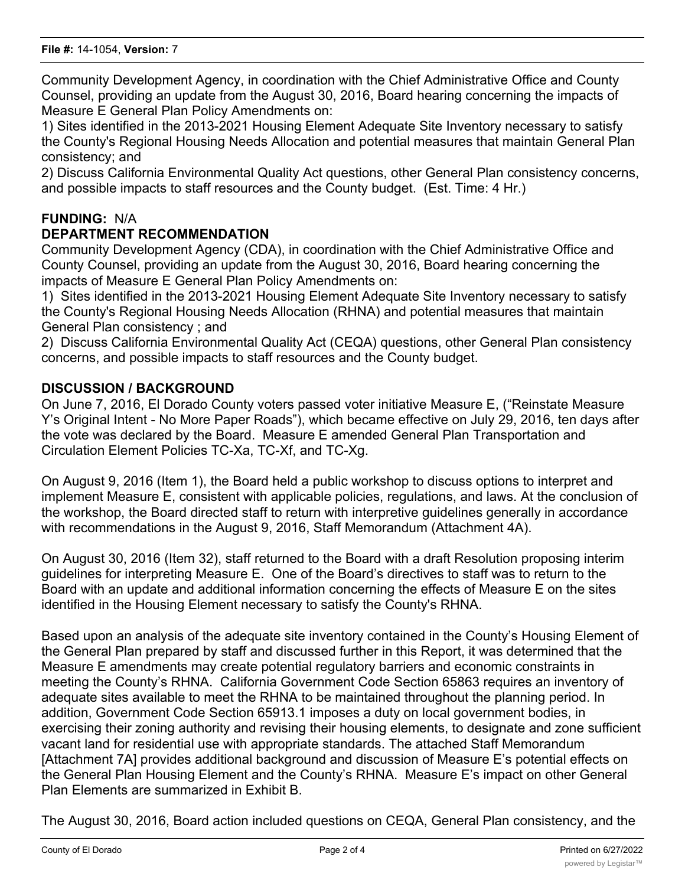Community Development Agency, in coordination with the Chief Administrative Office and County Counsel, providing an update from the August 30, 2016, Board hearing concerning the impacts of Measure E General Plan Policy Amendments on:
1) Sites identified in the 2013-2021 Housing Element Adequate Site Inventory necessary to satisfy the County's Regional Housing Needs Allocation and potential measures that maintain General Plan consistency; and
2) Discuss California Environmental Quality Act questions, other General Plan consistency concerns, and possible impacts to staff resources and the County budget. (Est. Time: 4 Hr.)

**FUNDING:** N/A

**DEPARTMENT RECOMMENDATION**

Community Development Agency (CDA), in coordination with the Chief Administrative Office and County Counsel, providing an update from the August 30, 2016, Board hearing concerning the impacts of Measure E General Plan Policy Amendments on:
1) Sites identified in the 2013-2021 Housing Element Adequate Site Inventory necessary to satisfy the County's Regional Housing Needs Allocation (RHNA) and potential measures that maintain General Plan consistency ; and
2) Discuss California Environmental Quality Act (CEQA) questions, other General Plan consistency concerns, and possible impacts to staff resources and the County budget.

**DISCUSSION / BACKGROUND**

On June 7, 2016, El Dorado County voters passed voter initiative Measure E, ("Reinstate Measure Y's Original Intent - No More Paper Roads"), which became effective on July 29, 2016, ten days after the vote was declared by the Board. Measure E amended General Plan Transportation and Circulation Element Policies TC-Xa, TC-Xf, and TC-Xg.

On August 9, 2016 (Item 1), the Board held a public workshop to discuss options to interpret and implement Measure E, consistent with applicable policies, regulations, and laws. At the conclusion of the workshop, the Board directed staff to return with interpretive guidelines generally in accordance with recommendations in the August 9, 2016, Staff Memorandum (Attachment 4A).

On August 30, 2016 (Item 32), staff returned to the Board with a draft Resolution proposing interim guidelines for interpreting Measure E. One of the Board's directives to staff was to return to the Board with an update and additional information concerning the effects of Measure E on the sites identified in the Housing Element necessary to satisfy the County's RHNA.

Based upon an analysis of the adequate site inventory contained in the County's Housing Element of the General Plan prepared by staff and discussed further in this Report, it was determined that the Measure E amendments may create potential regulatory barriers and economic constraints in meeting the County's RHNA. California Government Code Section 65863 requires an inventory of adequate sites available to meet the RHNA to be maintained throughout the planning period. In addition, Government Code Section 65913.1 imposes a duty on local government bodies, in exercising their zoning authority and revising their housing elements, to designate and zone sufficient vacant land for residential use with appropriate standards. The attached Staff Memorandum [Attachment 7A] provides additional background and discussion of Measure E's potential effects on the General Plan Housing Element and the County's RHNA. Measure E's impact on other General Plan Elements are summarized in Exhibit B.

The August 30, 2016, Board action included questions on CEQA, General Plan consistency, and the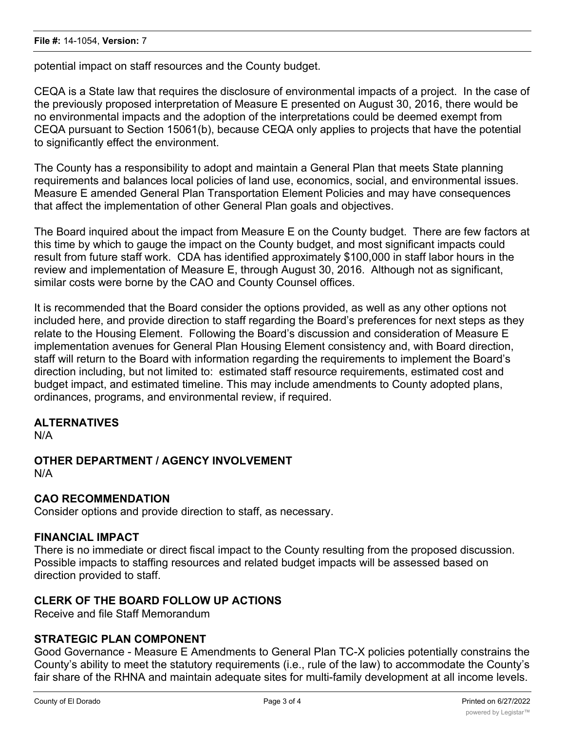potential impact on staff resources and the County budget.

CEQA is a State law that requires the disclosure of environmental impacts of a project. In the case of the previously proposed interpretation of Measure E presented on August 30, 2016, there would be no environmental impacts and the adoption of the interpretations could be deemed exempt from CEQA pursuant to Section 15061(b), because CEQA only applies to projects that have the potential to significantly effect the environment.

The County has a responsibility to adopt and maintain a General Plan that meets State planning requirements and balances local policies of land use, economics, social, and environmental issues. Measure E amended General Plan Transportation Element Policies and may have consequences that affect the implementation of other General Plan goals and objectives.

The Board inquired about the impact from Measure E on the County budget. There are few factors at this time by which to gauge the impact on the County budget, and most significant impacts could result from future staff work. CDA has identified approximately $100,000 in staff labor hours in the review and implementation of Measure E, through August 30, 2016. Although not as significant, similar costs were borne by the CAO and County Counsel offices.

It is recommended that the Board consider the options provided, as well as any other options not included here, and provide direction to staff regarding the Board's preferences for next steps as they relate to the Housing Element. Following the Board's discussion and consideration of Measure E implementation avenues for General Plan Housing Element consistency and, with Board direction, staff will return to the Board with information regarding the requirements to implement the Board's direction including, but not limited to: estimated staff resource requirements, estimated cost and budget impact, and estimated timeline. This may include amendments to County adopted plans, ordinances, programs, and environmental review, if required.

## ALTERNATIVES

N/A

## OTHER DEPARTMENT / AGENCY INVOLVEMENT

N/A

## CAO RECOMMENDATION

Consider options and provide direction to staff, as necessary.

## FINANCIAL IMPACT

There is no immediate or direct fiscal impact to the County resulting from the proposed discussion. Possible impacts to staffing resources and related budget impacts will be assessed based on direction provided to staff.

## CLERK OF THE BOARD FOLLOW UP ACTIONS

Receive and file Staff Memorandum

## STRATEGIC PLAN COMPONENT

Good Governance - Measure E Amendments to General Plan TC-X policies potentially constrains the County's ability to meet the statutory requirements (i.e., rule of the law) to accommodate the County's fair share of the RHNA and maintain adequate sites for multi-family development at all income levels.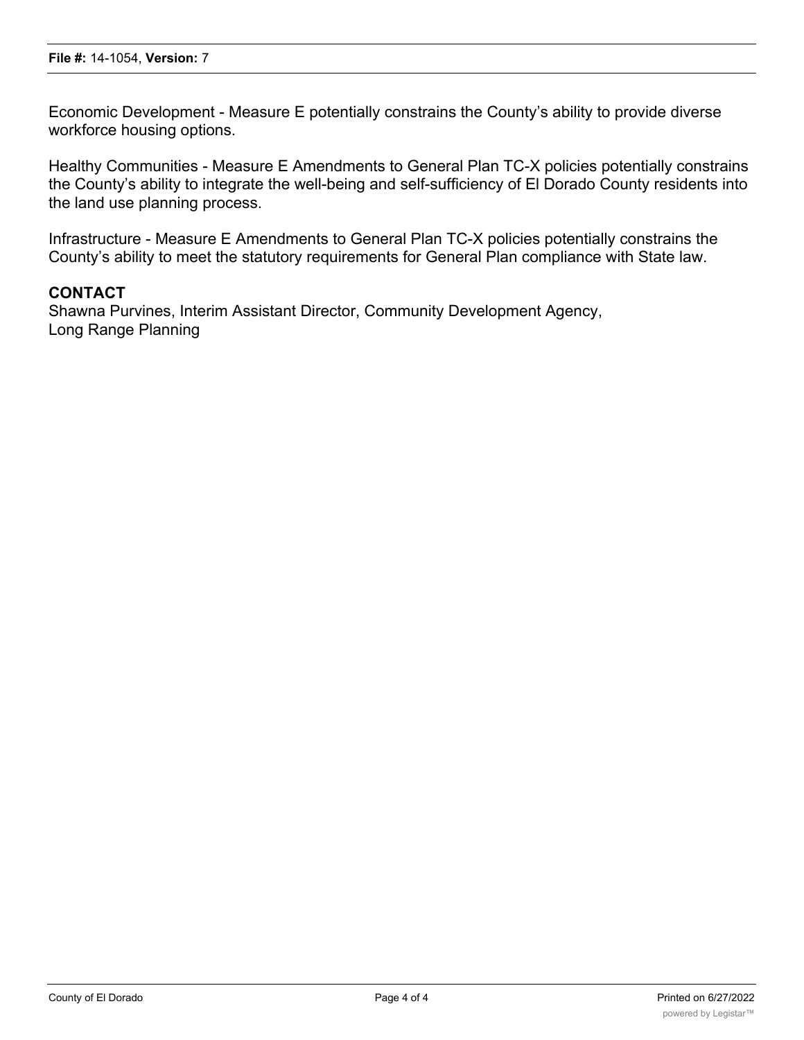Economic Development - Measure E potentially constrains the County's ability to provide diverse workforce housing options.

Healthy Communities - Measure E Amendments to General Plan TC-X policies potentially constrains the County's ability to integrate the well-being and self-sufficiency of El Dorado County residents into the land use planning process.

Infrastructure - Measure E Amendments to General Plan TC-X policies potentially constrains the County's ability to meet the statutory requirements for General Plan compliance with State law.

**CONTACT**

Shawna Purvines, Interim Assistant Director, Community Development Agency,
Long Range Planning